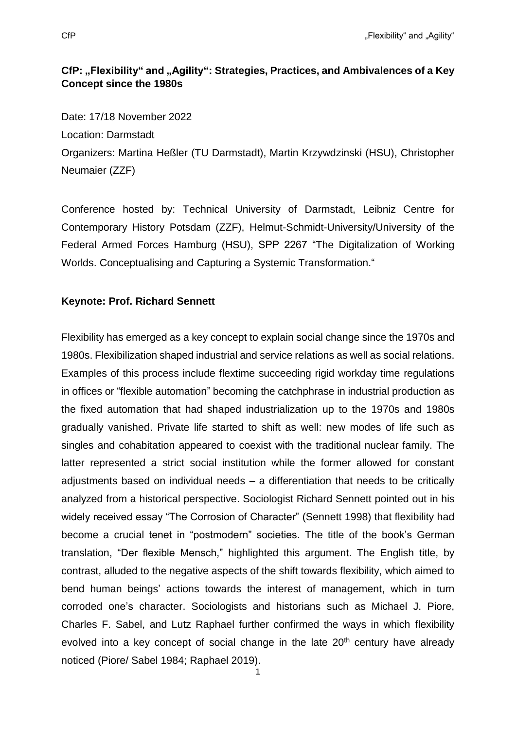# CfP: „Flexibility" and „Agility": Strategies, Practices, and Ambivalences of a Key Concept since the 1980s

Date: 17/18 November 2022

Location: Darmstadt

Organizers: Martina Heßler (TU Darmstadt), Martin Krzywdzinski (HSU), Christopher Neumaier (ZZF)

Conference hosted by: Technical University of Darmstadt, Leibniz Centre for Contemporary History Potsdam (ZZF), Helmut-Schmidt-University/University of the Federal Armed Forces Hamburg (HSU), SPP 2267 "The Digitalization of Working Worlds. Conceptualising and Capturing a Systemic Transformation."

**Keynote: Prof. Richard Sennett**

Flexibility has emerged as a key concept to explain social change since the 1970s and 1980s. Flexibilization shaped industrial and service relations as well as social relations. Examples of this process include flextime succeeding rigid workday time regulations in offices or "flexible automation" becoming the catchphrase in industrial production as the fixed automation that had shaped industrialization up to the 1970s and 1980s gradually vanished. Private life started to shift as well: new modes of life such as singles and cohabitation appeared to coexist with the traditional nuclear family. The latter represented a strict social institution while the former allowed for constant adjustments based on individual needs – a differentiation that needs to be critically analyzed from a historical perspective. Sociologist Richard Sennett pointed out in his widely received essay "The Corrosion of Character" (Sennett 1998) that flexibility had become a crucial tenet in "postmodern" societies. The title of the book's German translation, "Der flexible Mensch," highlighted this argument. The English title, by contrast, alluded to the negative aspects of the shift towards flexibility, which aimed to bend human beings' actions towards the interest of management, which in turn corroded one's character. Sociologists and historians such as Michael J. Piore, Charles F. Sabel, and Lutz Raphael further confirmed the ways in which flexibility evolved into a key concept of social change in the late 20th century have already noticed (Piore/ Sabel 1984; Raphael 2019).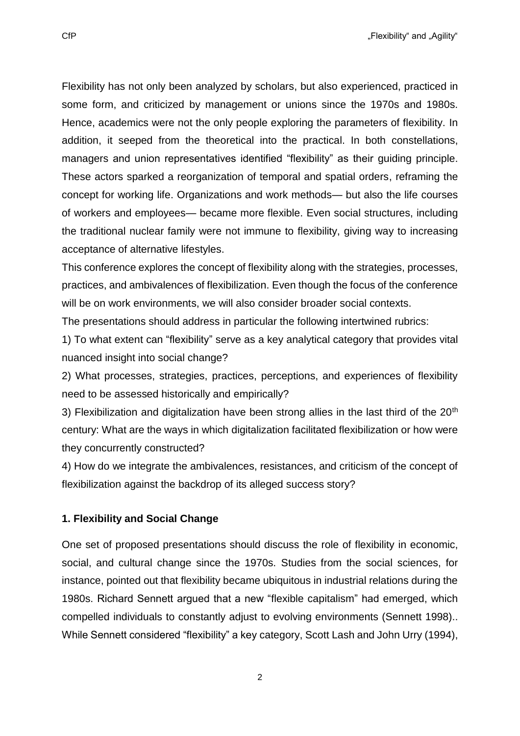Flexibility has not only been analyzed by scholars, but also experienced, practiced in some form, and criticized by management or unions since the 1970s and 1980s. Hence, academics were not the only people exploring the parameters of flexibility. In addition, it seeped from the theoretical into the practical. In both constellations, managers and union representatives identified "flexibility" as their guiding principle. These actors sparked a reorganization of temporal and spatial orders, reframing the concept for working life. Organizations and work methods— but also the life courses of workers and employees— became more flexible. Even social structures, including the traditional nuclear family were not immune to flexibility, giving way to increasing acceptance of alternative lifestyles.

This conference explores the concept of flexibility along with the strategies, processes, practices, and ambivalences of flexibilization. Even though the focus of the conference will be on work environments, we will also consider broader social contexts.

The presentations should address in particular the following intertwined rubrics:

1) To what extent can "flexibility" serve as a key analytical category that provides vital nuanced insight into social change?

2) What processes, strategies, practices, perceptions, and experiences of flexibility need to be assessed historically and empirically?

3) Flexibilization and digitalization have been strong allies in the last third of the 20th century: What are the ways in which digitalization facilitated flexibilization or how were they concurrently constructed?

4) How do we integrate the ambivalences, resistances, and criticism of the concept of flexibilization against the backdrop of its alleged success story?

### 1. Flexibility and Social Change

One set of proposed presentations should discuss the role of flexibility in economic, social, and cultural change since the 1970s. Studies from the social sciences, for instance, pointed out that flexibility became ubiquitous in industrial relations during the 1980s. Richard Sennett argued that a new "flexible capitalism" had emerged, which compelled individuals to constantly adjust to evolving environments (Sennett 1998).. While Sennett considered "flexibility" a key category, Scott Lash and John Urry (1994),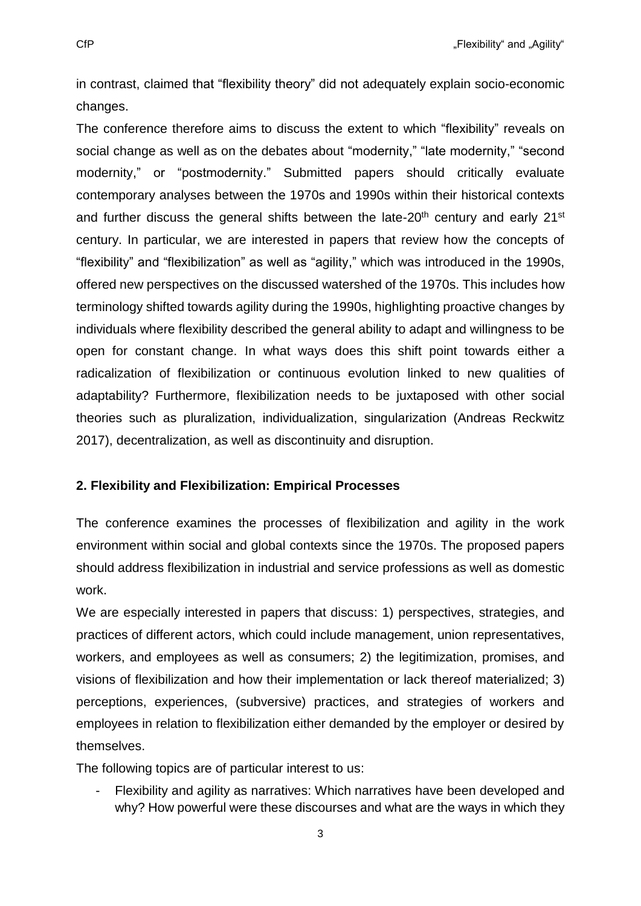in contrast, claimed that "flexibility theory" did not adequately explain socio-economic changes.

The conference therefore aims to discuss the extent to which "flexibility" reveals on social change as well as on the debates about "modernity," "late modernity," "second modernity," or "postmodernity." Submitted papers should critically evaluate contemporary analyses between the 1970s and 1990s within their historical contexts and further discuss the general shifts between the late-20th century and early 21st century. In particular, we are interested in papers that review how the concepts of "flexibility" and "flexibilization" as well as "agility," which was introduced in the 1990s, offered new perspectives on the discussed watershed of the 1970s. This includes how terminology shifted towards agility during the 1990s, highlighting proactive changes by individuals where flexibility described the general ability to adapt and willingness to be open for constant change. In what ways does this shift point towards either a radicalization of flexibilization or continuous evolution linked to new qualities of adaptability? Furthermore, flexibilization needs to be juxtaposed with other social theories such as pluralization, individualization, singularization (Andreas Reckwitz 2017), decentralization, as well as discontinuity and disruption.

## 2. Flexibility and Flexibilization: Empirical Processes

The conference examines the processes of flexibilization and agility in the work environment within social and global contexts since the 1970s. The proposed papers should address flexibilization in industrial and service professions as well as domestic work.

We are especially interested in papers that discuss: 1) perspectives, strategies, and practices of different actors, which could include management, union representatives, workers, and employees as well as consumers; 2) the legitimization, promises, and visions of flexibilization and how their implementation or lack thereof materialized; 3) perceptions, experiences, (subversive) practices, and strategies of workers and employees in relation to flexibilization either demanded by the employer or desired by themselves.

The following topics are of particular interest to us:

- Flexibility and agility as narratives: Which narratives have been developed and why? How powerful were these discourses and what are the ways in which they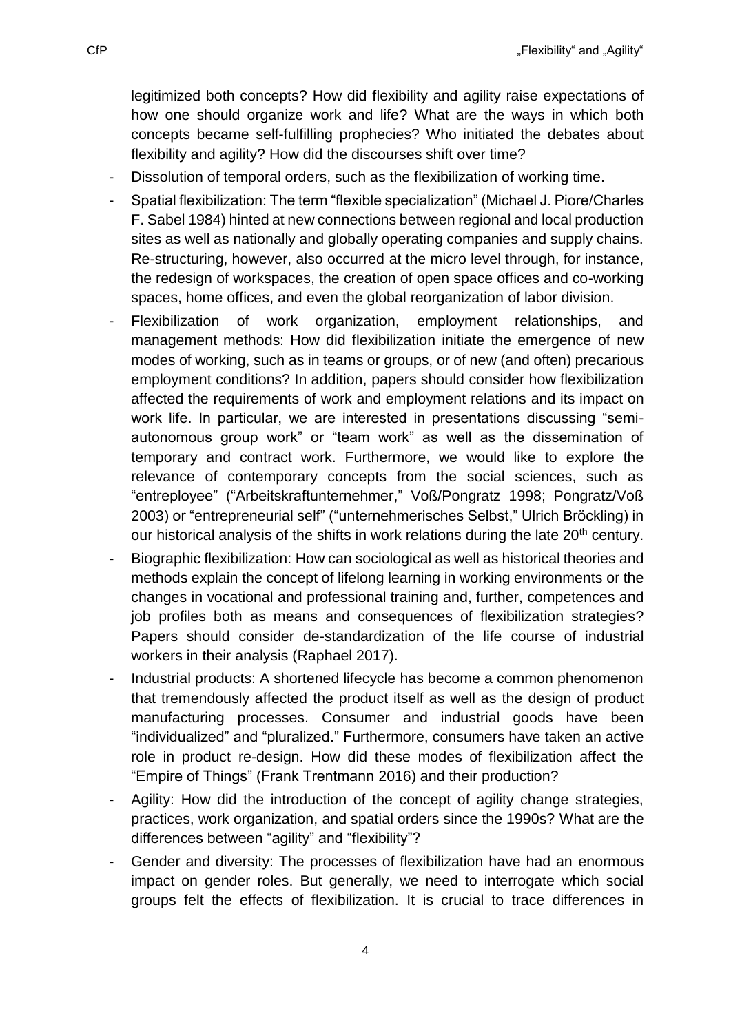legitimized both concepts? How did flexibility and agility raise expectations of how one should organize work and life? What are the ways in which both concepts became self-fulfilling prophecies? Who initiated the debates about flexibility and agility? How did the discourses shift over time?

- Dissolution of temporal orders, such as the flexibilization of working time.
- Spatial flexibilization: The term "flexible specialization" (Michael J. Piore/Charles F. Sabel 1984) hinted at new connections between regional and local production sites as well as nationally and globally operating companies and supply chains. Re-structuring, however, also occurred at the micro level through, for instance, the redesign of workspaces, the creation of open space offices and co-working spaces, home offices, and even the global reorganization of labor division.
- Flexibilization of work organization, employment relationships, and management methods: How did flexibilization initiate the emergence of new modes of working, such as in teams or groups, or of new (and often) precarious employment conditions? In addition, papers should consider how flexibilization affected the requirements of work and employment relations and its impact on work life. In particular, we are interested in presentations discussing "semi-autonomous group work" or "team work" as well as the dissemination of temporary and contract work. Furthermore, we would like to explore the relevance of contemporary concepts from the social sciences, such as "entreployee" ("Arbeitskraftunternehmer," Voß/Pongratz 1998; Pongratz/Voß 2003) or "entrepreneurial self" ("unternehmerisches Selbst," Ulrich Bröckling) in our historical analysis of the shifts in work relations during the late 20th century.
- Biographic flexibilization: How can sociological as well as historical theories and methods explain the concept of lifelong learning in working environments or the changes in vocational and professional training and, further, competences and job profiles both as means and consequences of flexibilization strategies? Papers should consider de-standardization of the life course of industrial workers in their analysis (Raphael 2017).
- Industrial products: A shortened lifecycle has become a common phenomenon that tremendously affected the product itself as well as the design of product manufacturing processes. Consumer and industrial goods have been "individualized" and "pluralized." Furthermore, consumers have taken an active role in product re-design. How did these modes of flexibilization affect the "Empire of Things" (Frank Trentmann 2016) and their production?
- Agility: How did the introduction of the concept of agility change strategies, practices, work organization, and spatial orders since the 1990s? What are the differences between "agility" and "flexibility"?
- Gender and diversity: The processes of flexibilization have had an enormous impact on gender roles. But generally, we need to interrogate which social groups felt the effects of flexibilization. It is crucial to trace differences in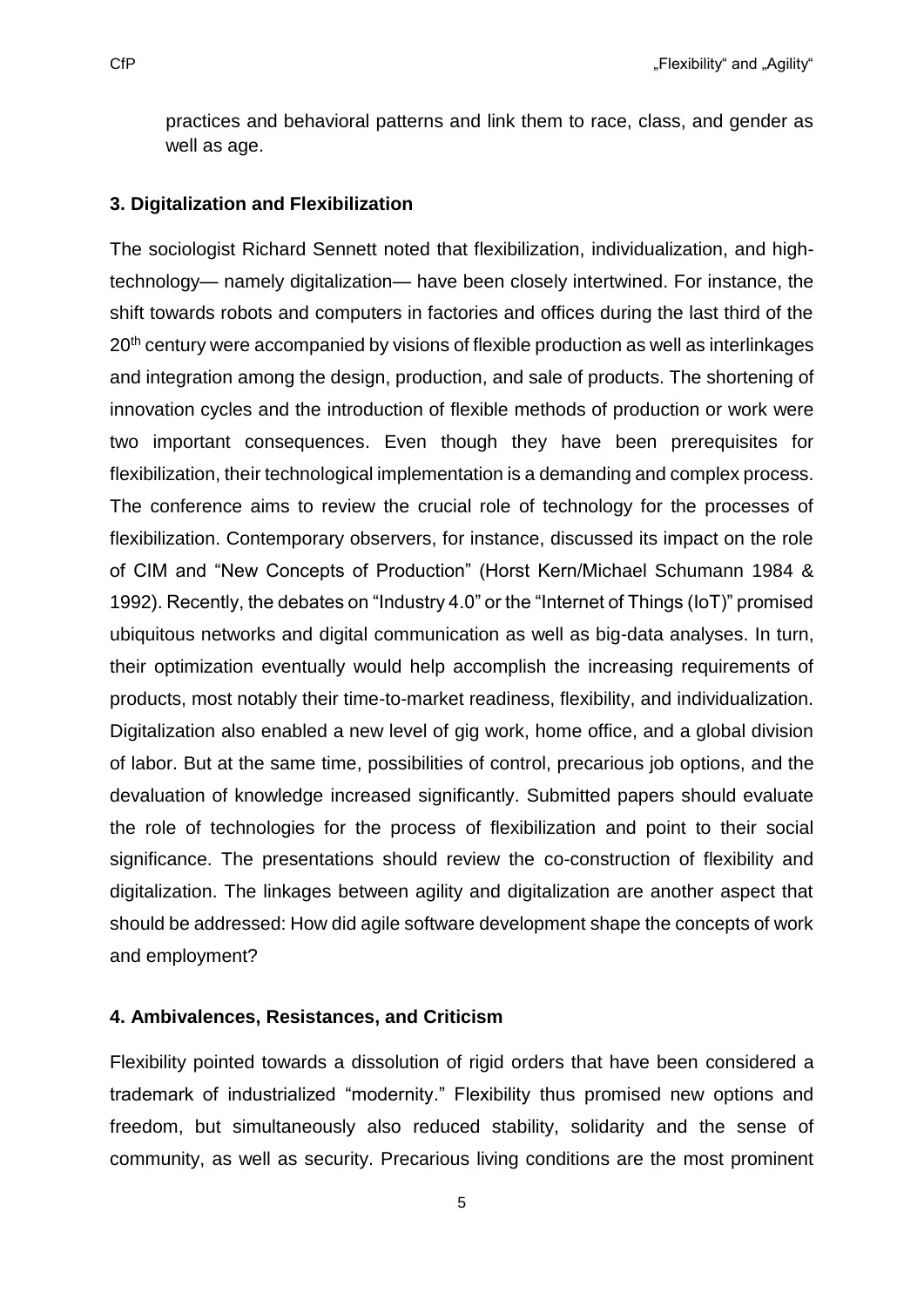practices and behavioral patterns and link them to race, class, and gender as well as age.

### 3. Digitalization and Flexibilization

The sociologist Richard Sennett noted that flexibilization, individualization, and high-technology— namely digitalization— have been closely intertwined. For instance, the shift towards robots and computers in factories and offices during the last third of the 20th century were accompanied by visions of flexible production as well as interlinkages and integration among the design, production, and sale of products. The shortening of innovation cycles and the introduction of flexible methods of production or work were two important consequences. Even though they have been prerequisites for flexibilization, their technological implementation is a demanding and complex process. The conference aims to review the crucial role of technology for the processes of flexibilization. Contemporary observers, for instance, discussed its impact on the role of CIM and "New Concepts of Production" (Horst Kern/Michael Schumann 1984 & 1992). Recently, the debates on "Industry 4.0" or the "Internet of Things (IoT)" promised ubiquitous networks and digital communication as well as big-data analyses. In turn, their optimization eventually would help accomplish the increasing requirements of products, most notably their time-to-market readiness, flexibility, and individualization. Digitalization also enabled a new level of gig work, home office, and a global division of labor. But at the same time, possibilities of control, precarious job options, and the devaluation of knowledge increased significantly. Submitted papers should evaluate the role of technologies for the process of flexibilization and point to their social significance. The presentations should review the co-construction of flexibility and digitalization. The linkages between agility and digitalization are another aspect that should be addressed: How did agile software development shape the concepts of work and employment?

### 4. Ambivalences, Resistances, and Criticism

Flexibility pointed towards a dissolution of rigid orders that have been considered a trademark of industrialized "modernity." Flexibility thus promised new options and freedom, but simultaneously also reduced stability, solidarity and the sense of community, as well as security. Precarious living conditions are the most prominent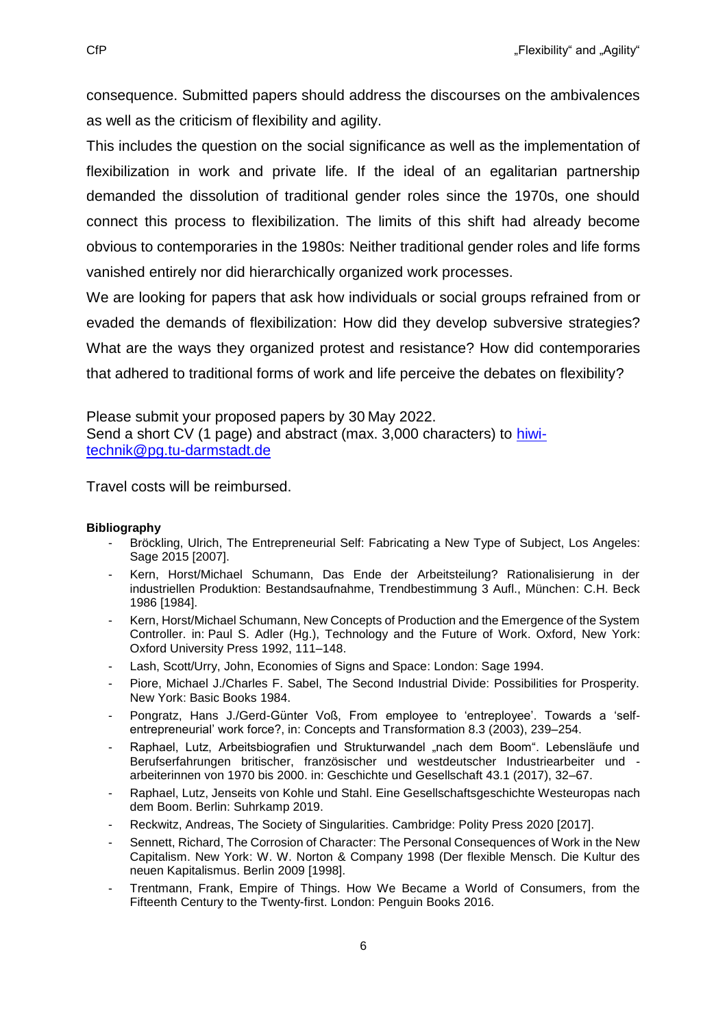consequence. Submitted papers should address the discourses on the ambivalences as well as the criticism of flexibility and agility.

This includes the question on the social significance as well as the implementation of flexibilization in work and private life. If the ideal of an egalitarian partnership demanded the dissolution of traditional gender roles since the 1970s, one should connect this process to flexibilization. The limits of this shift had already become obvious to contemporaries in the 1980s: Neither traditional gender roles and life forms vanished entirely nor did hierarchically organized work processes.

We are looking for papers that ask how individuals or social groups refrained from or evaded the demands of flexibilization: How did they develop subversive strategies? What are the ways they organized protest and resistance? How did contemporaries that adhered to traditional forms of work and life perceive the debates on flexibility?

Please submit your proposed papers by 30 May 2022.
Send a short CV (1 page) and abstract (max. 3,000 characters) to hiwi-technik@pg.tu-darmstadt.de

Travel costs will be reimbursed.

**Bibliography**

- Bröckling, Ulrich, The Entrepreneurial Self: Fabricating a New Type of Subject, Los Angeles: Sage 2015 [2007].
- Kern, Horst/Michael Schumann, Das Ende der Arbeitsteilung? Rationalisierung in der industriellen Produktion: Bestandsaufnahme, Trendbestimmung 3 Aufl., München: C.H. Beck 1986 [1984].
- Kern, Horst/Michael Schumann, New Concepts of Production and the Emergence of the System Controller. in: Paul S. Adler (Hg.), Technology and the Future of Work. Oxford, New York: Oxford University Press 1992, 111–148.
- Lash, Scott/Urry, John, Economies of Signs and Space: London: Sage 1994.
- Piore, Michael J./Charles F. Sabel, The Second Industrial Divide: Possibilities for Prosperity. New York: Basic Books 1984.
- Pongratz, Hans J./Gerd-Günter Voß, From employee to 'entreployee'. Towards a 'self-entrepreneurial' work force?, in: Concepts and Transformation 8.3 (2003), 239–254.
- Raphael, Lutz, Arbeitsbiografien und Strukturwandel „nach dem Boom". Lebensläufe und Berufserfahrungen britischer, französischer und westdeutscher Industriearbeiter und -arbeiterinnen von 1970 bis 2000. in: Geschichte und Gesellschaft 43.1 (2017), 32–67.
- Raphael, Lutz, Jenseits von Kohle und Stahl. Eine Gesellschaftsgeschichte Westeuropas nach dem Boom. Berlin: Suhrkamp 2019.
- Reckwitz, Andreas, The Society of Singularities. Cambridge: Polity Press 2020 [2017].
- Sennett, Richard, The Corrosion of Character: The Personal Consequences of Work in the New Capitalism. New York: W. W. Norton & Company 1998 (Der flexible Mensch. Die Kultur des neuen Kapitalismus. Berlin 2009 [1998].
- Trentmann, Frank, Empire of Things. How We Became a World of Consumers, from the Fifteenth Century to the Twenty-first. London: Penguin Books 2016.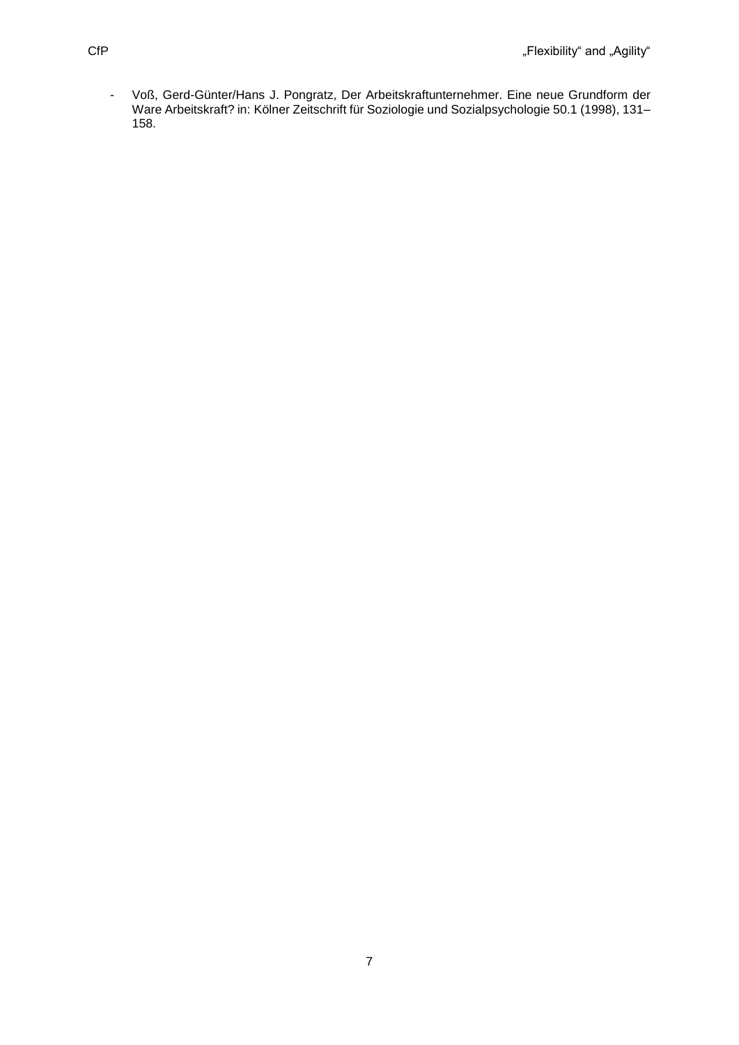- Voß, Gerd-Günter/Hans J. Pongratz, Der Arbeitskraftunternehmer. Eine neue Grundform der Ware Arbeitskraft? in: Kölner Zeitschrift für Soziologie und Sozialpsychologie 50.1 (1998), 131–158.